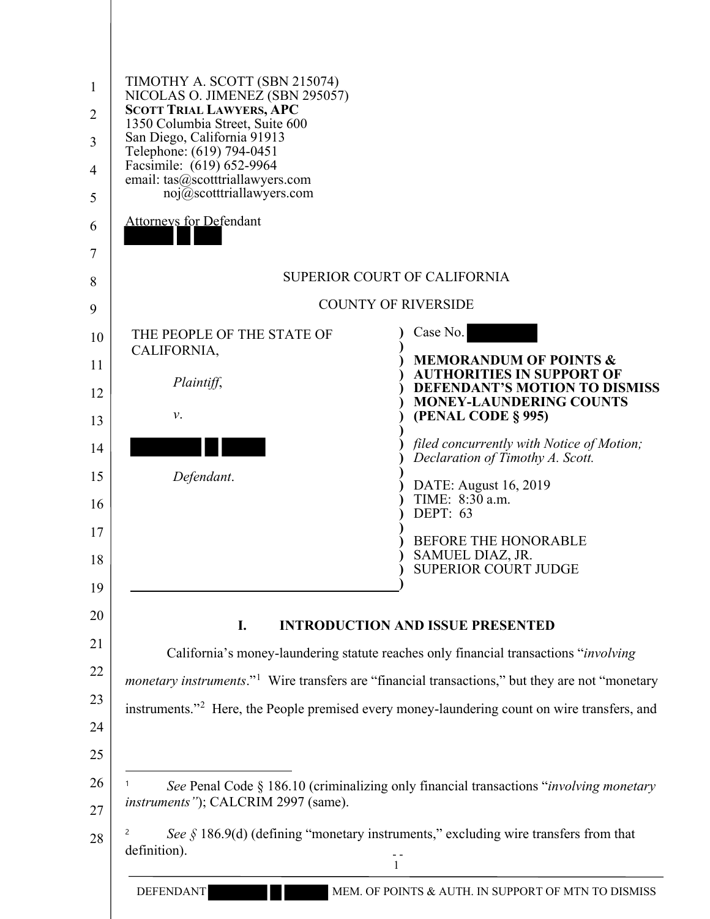TIMOTHY A. SCOTT (SBN 215074)
NICOLAS O. JIMENEZ (SBN 295057)
**SCOTT TRIAL LAWYERS, APC**
1350 Columbia Street, Suite 600
San Diego, California 91913
Telephone: (619) 794-0451
Facsimile: (619) 652-9964
email: tas@scotttriallawyers.com
noj@scotttriallawyers.com

Attorneys for Defendant
[REDACTED]

SUPERIOR COURT OF CALIFORNIA

COUNTY OF RIVERSIDE

| | |
|---|---|
| THE PEOPLE OF THE STATE OF CALIFORNIA,<br><br>*Plaintiff*,<br><br>*v*.<br><br>[REDACTED]<br><br>*Defendant*. | Case No. [REDACTED]<br><br>**MEMORANDUM OF POINTS & AUTHORITIES IN SUPPORT OF DEFENDANT'S MOTION TO DISMISS MONEY-LAUNDERING COUNTS (PENAL CODE § 995)**<br><br>*filed concurrently with Notice of Motion; Declaration of Timothy A. Scott.*<br><br>DATE: August 16, 2019<br>TIME: 8:30 a.m.<br>DEPT: 63<br><br>BEFORE THE HONORABLE SAMUEL DIAZ, JR. SUPERIOR COURT JUDGE |

## I. INTRODUCTION AND ISSUE PRESENTED

California's money-laundering statute reaches only financial transactions "*involving monetary instruments*."[1] Wire transfers are "financial transactions," but they are not "monetary instruments."[2] Here, the People premised every money-laundering count on wire transfers, and

---

[1] *See* Penal Code § 186.10 (criminalizing only financial transactions "*involving monetary instruments"*); CALCRIM 2997 (same).

[2] *See §* 186.9(d) (defining "monetary instruments," excluding wire transfers from that definition).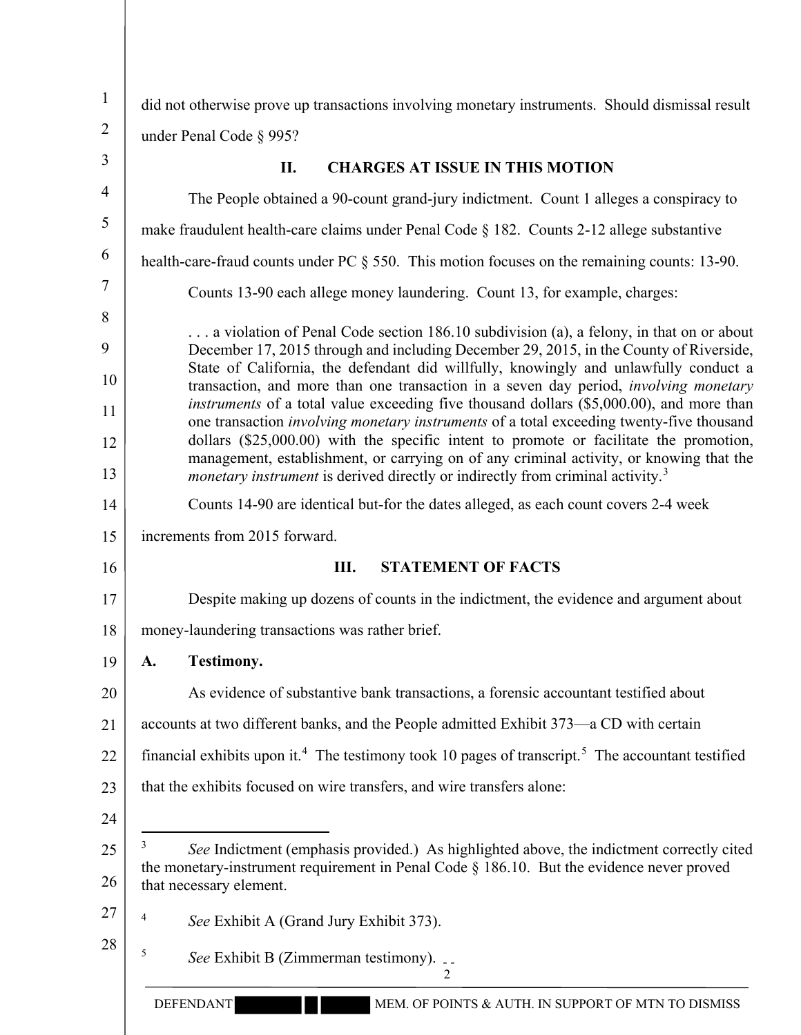did not otherwise prove up transactions involving monetary instruments. Should dismissal result under Penal Code § 995?

## II. CHARGES AT ISSUE IN THIS MOTION

The People obtained a 90-count grand-jury indictment. Count 1 alleges a conspiracy to make fraudulent health-care claims under Penal Code § 182. Counts 2-12 allege substantive health-care-fraud counts under PC § 550. This motion focuses on the remaining counts: 13-90.

Counts 13-90 each allege money laundering. Count 13, for example, charges:

> . . . a violation of Penal Code section 186.10 subdivision (a), a felony, in that on or about December 17, 2015 through and including December 29, 2015, in the County of Riverside, State of California, the defendant did willfully, knowingly and unlawfully conduct a transaction, and more than one transaction in a seven day period, *involving monetary instruments* of a total value exceeding five thousand dollars ($5,000.00), and more than one transaction *involving monetary instruments* of a total exceeding twenty-five thousand dollars ($25,000.00) with the specific intent to promote or facilitate the promotion, management, establishment, or carrying on of any criminal activity, or knowing that the *monetary instrument* is derived directly or indirectly from criminal activity.[3]

Counts 14-90 are identical but-for the dates alleged, as each count covers 2-4 week increments from 2015 forward.

## III. STATEMENT OF FACTS

Despite making up dozens of counts in the indictment, the evidence and argument about money-laundering transactions was rather brief.

### A. Testimony.

As evidence of substantive bank transactions, a forensic accountant testified about accounts at two different banks, and the People admitted Exhibit 373—a CD with certain financial exhibits upon it.[4] The testimony took 10 pages of transcript.[5] The accountant testified that the exhibits focused on wire transfers, and wire transfers alone:

---

[3] *See* Indictment (emphasis provided.) As highlighted above, the indictment correctly cited the monetary-instrument requirement in Penal Code § 186.10. But the evidence never proved that necessary element.

[4] *See* Exhibit A (Grand Jury Exhibit 373).

[5] *See* Exhibit B (Zimmerman testimony).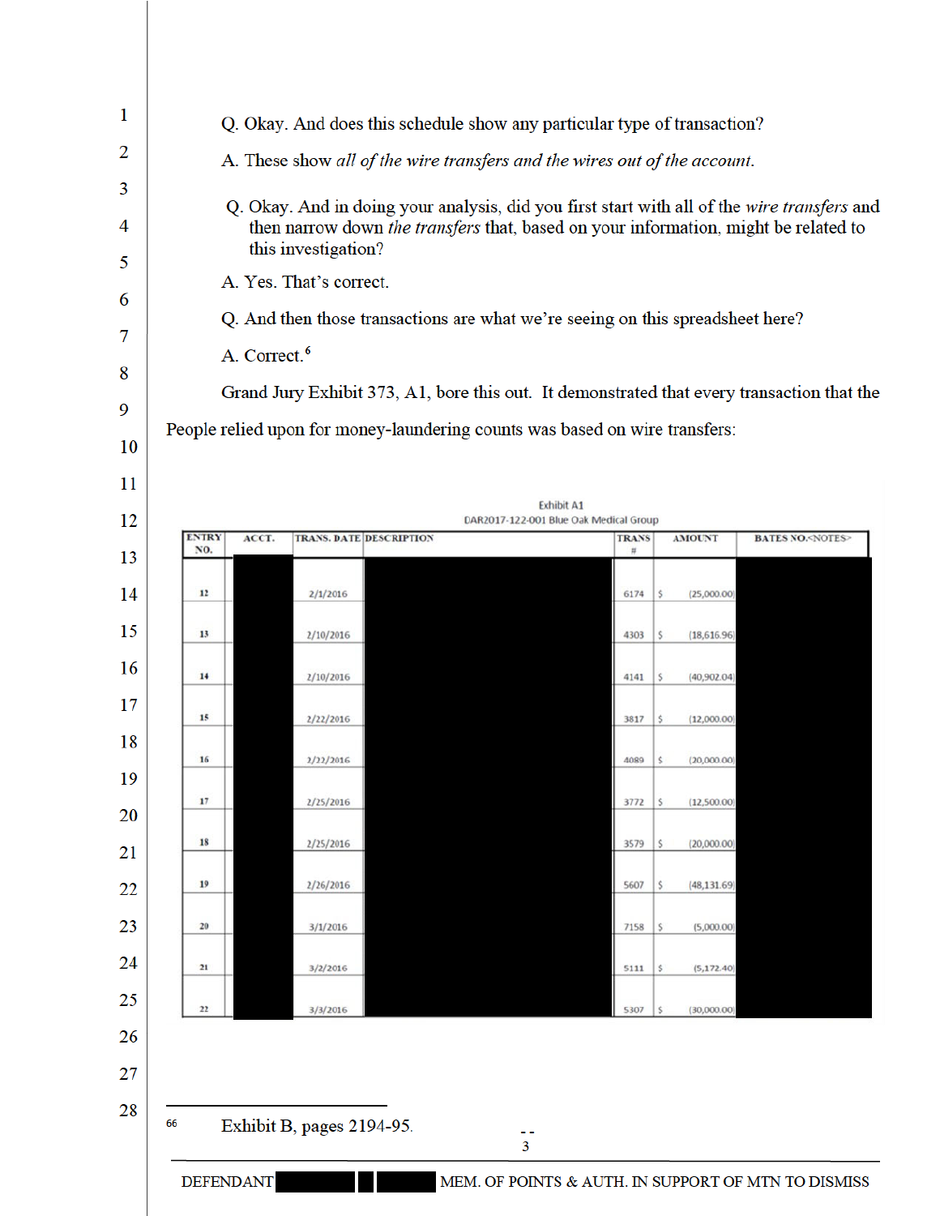Q. Okay. And does this schedule show any particular type of transaction?

A. These show *all of the wire transfers and the wires out of the account.*

Q. Okay. And in doing your analysis, did you first start with all of the *wire transfers* and then narrow down *the transfers* that, based on your information, might be related to this investigation?

A. Yes. That's correct.

Q. And then those transactions are what we're seeing on this spreadsheet here?

A. Correct.[6]

Grand Jury Exhibit 373, A1, bore this out. It demonstrated that every transaction that the People relied upon for money-laundering counts was based on wire transfers:

Exhibit A1
DAR2017-122-001 Blue Oak Medical Group

| ENTRY NO. | ACCT. | TRANS. DATE | DESCRIPTION | TRANS # | AMOUNT | BATES NO.<NOTES> |
|---|---|---|---|---|---|---|
| 12 | | 2/1/2016 | | 6174 | $ (25,000.00) | |
| 13 | | 2/10/2016 | | 4303 | $ (18,616.96) | |
| 14 | | 2/10/2016 | | 4141 | $ (40,902.04) | |
| 15 | | 2/22/2016 | | 3817 | $ (12,000.00) | |
| 16 | | 2/22/2016 | | 4089 | $ (20,000.00) | |
| 17 | | 2/25/2016 | | 3772 | $ (12,500.00) | |
| 18 | | 2/25/2016 | | 3579 | $ (20,000.00) | |
| 19 | | 2/26/2016 | | 5607 | $ (48,131.69) | |
| 20 | | 3/1/2016 | | 7158 | $ (5,000.00) | |
| 21 | | 3/2/2016 | | 5111 | $ (5,172.40) | |
| 22 | | 3/3/2016 | | 5307 | $ (30,000.00) | |

---

[6] Exhibit B, pages 2194-95.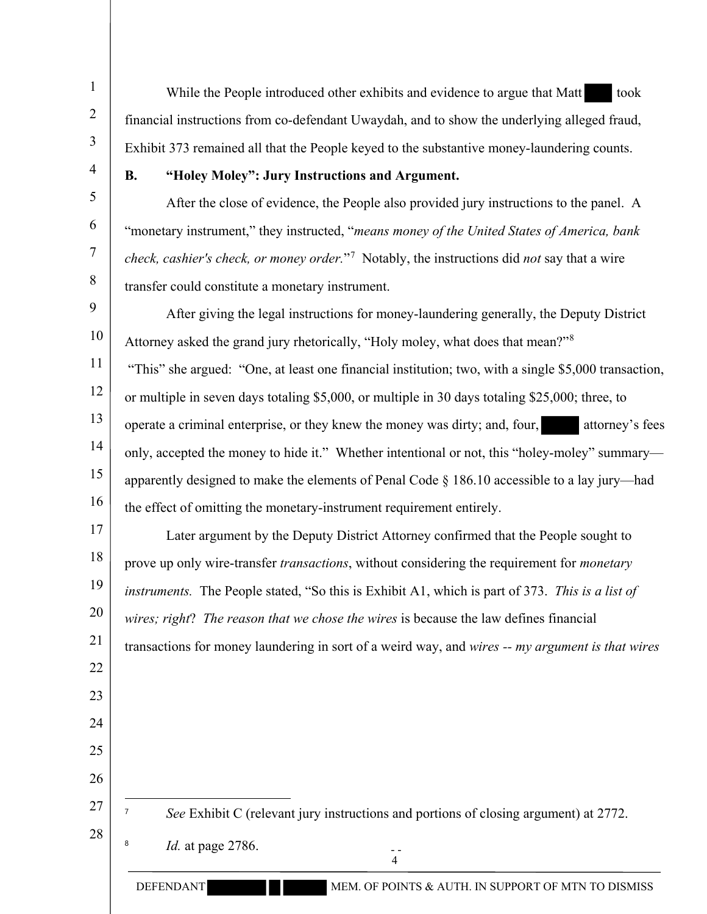While the People introduced other exhibits and evidence to argue that Matt ███ took financial instructions from co-defendant Uwaydah, and to show the underlying alleged fraud, Exhibit 373 remained all that the People keyed to the substantive money-laundering counts.

**B. "Holey Moley": Jury Instructions and Argument.**

After the close of evidence, the People also provided jury instructions to the panel. A "monetary instrument," they instructed, "*means money of the United States of America, bank check, cashier's check, or money order.*"[7] Notably, the instructions did *not* say that a wire transfer could constitute a monetary instrument.

After giving the legal instructions for money-laundering generally, the Deputy District Attorney asked the grand jury rhetorically, "Holy moley, what does that mean?"[8] "This" she argued: "One, at least one financial institution; two, with a single $5,000 transaction, or multiple in seven days totaling $5,000, or multiple in 30 days totaling $25,000; three, to operate a criminal enterprise, or they knew the money was dirty; and, four, ███ attorney's fees only, accepted the money to hide it." Whether intentional or not, this "holey-moley" summary—apparently designed to make the elements of Penal Code § 186.10 accessible to a lay jury—had the effect of omitting the monetary-instrument requirement entirely.

Later argument by the Deputy District Attorney confirmed that the People sought to prove up only wire-transfer *transactions*, without considering the requirement for *monetary instruments.* The People stated, "So this is Exhibit A1, which is part of 373. *This is a list of wires; right*? *The reason that we chose the wires* is because the law defines financial transactions for money laundering in sort of a weird way, and *wires -- my argument is that wires*

---

[7] *See* Exhibit C (relevant jury instructions and portions of closing argument) at 2772.

[8] *Id.* at page 2786.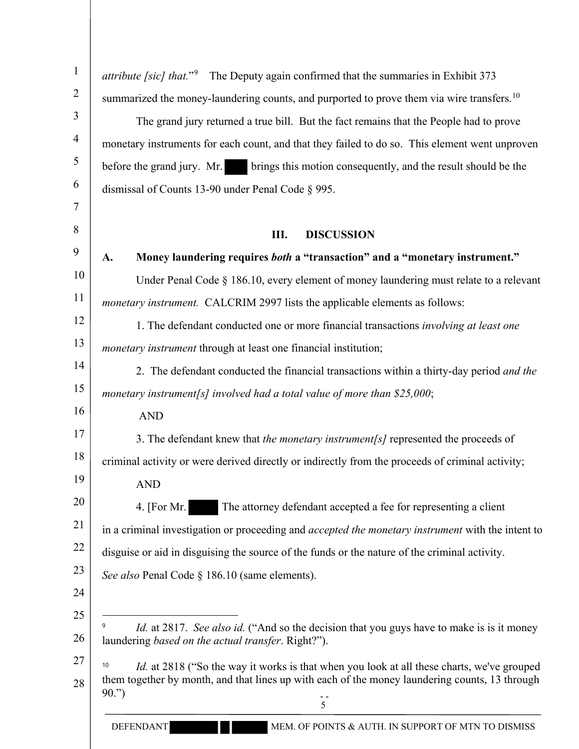*attribute [sic] that.*"[9] The Deputy again confirmed that the summaries in Exhibit 373 summarized the money-laundering counts, and purported to prove them via wire transfers.[10]

The grand jury returned a true bill. But the fact remains that the People had to prove monetary instruments for each count, and that they failed to do so. This element went unproven before the grand jury. Mr. ████ brings this motion consequently, and the result should be the dismissal of Counts 13-90 under Penal Code § 995.

## III. DISCUSSION

### A. Money laundering requires *both* a "transaction" and a "monetary instrument."

Under Penal Code § 186.10, every element of money laundering must relate to a relevant *monetary instrument.* CALCRIM 2997 lists the applicable elements as follows:

1. The defendant conducted one or more financial transactions *involving at least one monetary instrument* through at least one financial institution;

2. The defendant conducted the financial transactions within a thirty-day period *and the monetary instrument[s] involved had a total value of more than $25,000*;

AND

3. The defendant knew that *the monetary instrument[s]* represented the proceeds of criminal activity or were derived directly or indirectly from the proceeds of criminal activity;

AND

4. [For Mr. ████ The attorney defendant accepted a fee for representing a client in a criminal investigation or proceeding and *accepted the monetary instrument* with the intent to disguise or aid in disguising the source of the funds or the nature of the criminal activity.

*See also* Penal Code § 186.10 (same elements).

---

[9] *Id.* at 2817. *See also id.* ("And so the decision that you guys have to make is is it money laundering *based on the actual transfer*. Right?").

[10] *Id.* at 2818 ("So the way it works is that when you look at all these charts, we've grouped them together by month, and that lines up with each of the money laundering counts, 13 through 90.")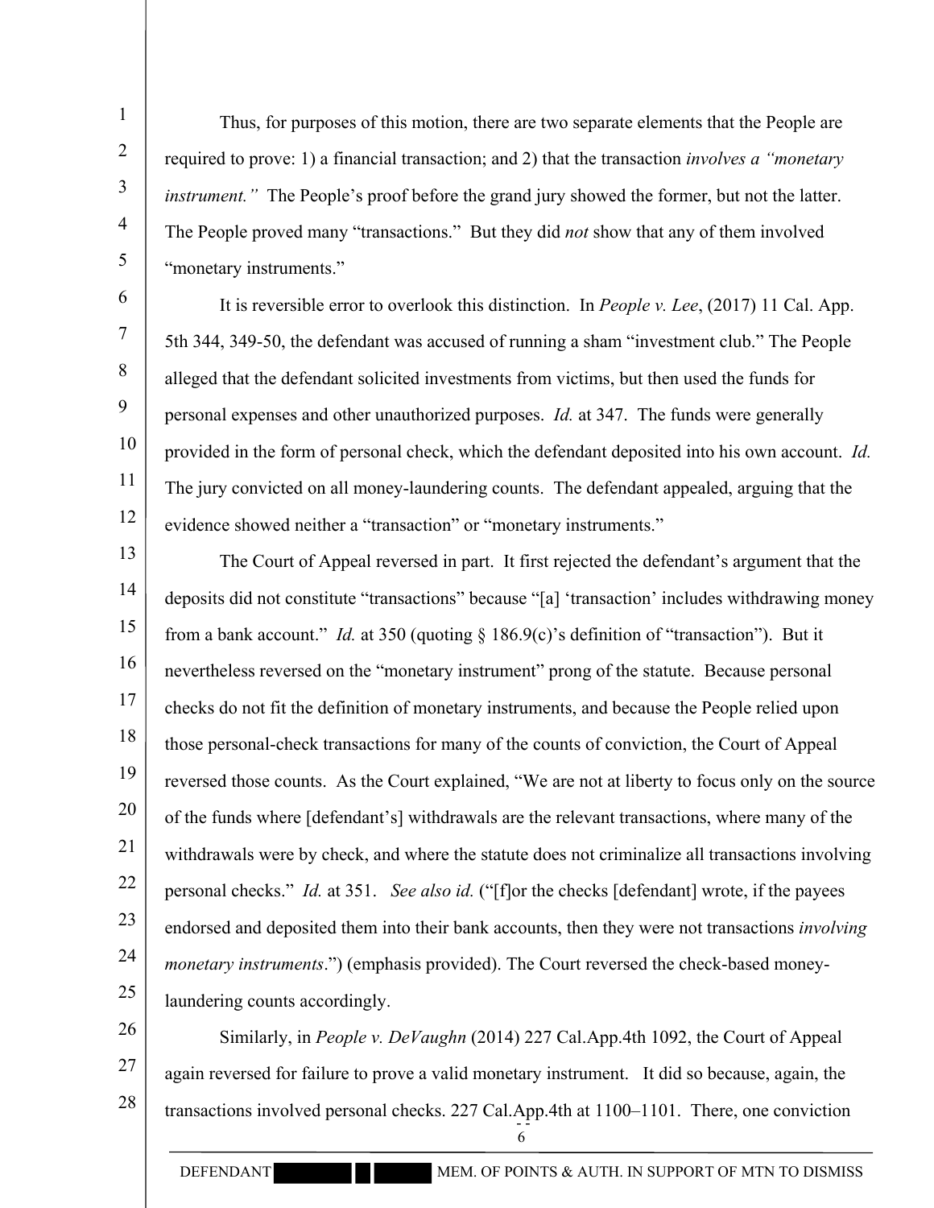Thus, for purposes of this motion, there are two separate elements that the People are required to prove: 1) a financial transaction; and 2) that the transaction *involves a "monetary instrument."* The People's proof before the grand jury showed the former, but not the latter. The People proved many "transactions." But they did *not* show that any of them involved "monetary instruments."

It is reversible error to overlook this distinction. In *People v. Lee*, (2017) 11 Cal. App. 5th 344, 349-50, the defendant was accused of running a sham "investment club." The People alleged that the defendant solicited investments from victims, but then used the funds for personal expenses and other unauthorized purposes. *Id.* at 347. The funds were generally provided in the form of personal check, which the defendant deposited into his own account. *Id.* The jury convicted on all money-laundering counts. The defendant appealed, arguing that the evidence showed neither a "transaction" or "monetary instruments."

The Court of Appeal reversed in part. It first rejected the defendant's argument that the deposits did not constitute "transactions" because "[a] 'transaction' includes withdrawing money from a bank account." *Id.* at 350 (quoting § 186.9(c)'s definition of "transaction"). But it nevertheless reversed on the "monetary instrument" prong of the statute. Because personal checks do not fit the definition of monetary instruments, and because the People relied upon those personal-check transactions for many of the counts of conviction, the Court of Appeal reversed those counts. As the Court explained, "We are not at liberty to focus only on the source of the funds where [defendant's] withdrawals are the relevant transactions, where many of the withdrawals were by check, and where the statute does not criminalize all transactions involving personal checks." *Id.* at 351. *See also id.* ("[f]or the checks [defendant] wrote, if the payees endorsed and deposited them into their bank accounts, then they were not transactions *involving monetary instruments*.") (emphasis provided). The Court reversed the check-based money-laundering counts accordingly.

Similarly, in *People v. DeVaughn* (2014) 227 Cal.App.4th 1092, the Court of Appeal again reversed for failure to prove a valid monetary instrument. It did so because, again, the transactions involved personal checks. 227 Cal.App.4th at 1100–1101. There, one conviction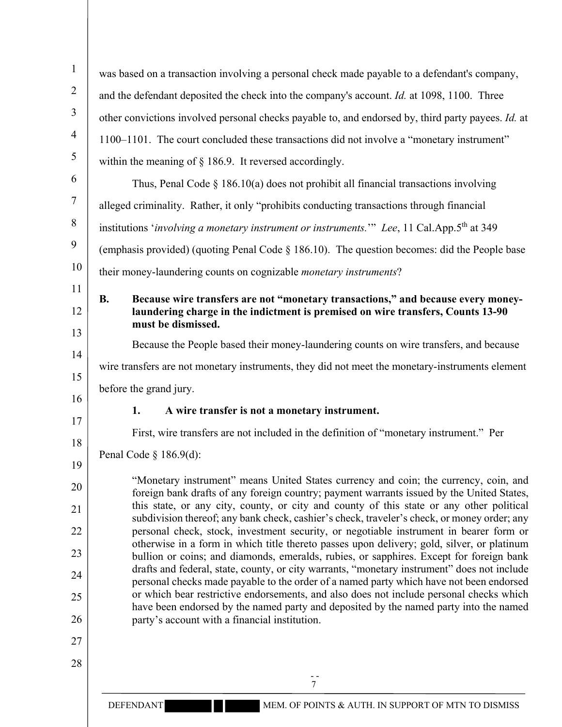was based on a transaction involving a personal check made payable to a defendant's company, and the defendant deposited the check into the company's account. *Id.* at 1098, 1100. Three other convictions involved personal checks payable to, and endorsed by, third party payees. *Id.* at 1100–1101. The court concluded these transactions did not involve a "monetary instrument" within the meaning of § 186.9. It reversed accordingly.

Thus, Penal Code § 186.10(a) does not prohibit all financial transactions involving alleged criminality. Rather, it only "prohibits conducting transactions through financial institutions '*involving a monetary instrument or instruments.*'" *Lee*, 11 Cal.App.5th at 349 (emphasis provided) (quoting Penal Code § 186.10). The question becomes: did the People base their money-laundering counts on cognizable *monetary instruments*?

**B. Because wire transfers are not "monetary transactions," and because every money-laundering charge in the indictment is premised on wire transfers, Counts 13-90 must be dismissed.**

Because the People based their money-laundering counts on wire transfers, and because wire transfers are not monetary instruments, they did not meet the monetary-instruments element before the grand jury.

**1. A wire transfer is not a monetary instrument.**

First, wire transfers are not included in the definition of "monetary instrument." Per Penal Code § 186.9(d):

> "Monetary instrument" means United States currency and coin; the currency, coin, and foreign bank drafts of any foreign country; payment warrants issued by the United States, this state, or any city, county, or city and county of this state or any other political subdivision thereof; any bank check, cashier's check, traveler's check, or money order; any personal check, stock, investment security, or negotiable instrument in bearer form or otherwise in a form in which title thereto passes upon delivery; gold, silver, or platinum bullion or coins; and diamonds, emeralds, rubies, or sapphires. Except for foreign bank drafts and federal, state, county, or city warrants, "monetary instrument" does not include personal checks made payable to the order of a named party which have not been endorsed or which bear restrictive endorsements, and also does not include personal checks which have been endorsed by the named party and deposited by the named party into the named party's account with a financial institution.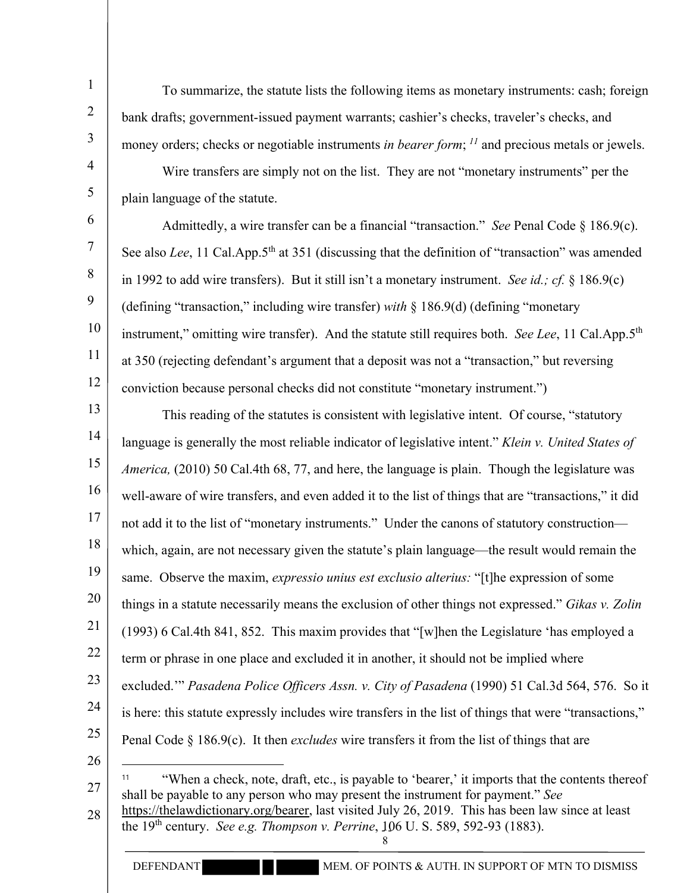To summarize, the statute lists the following items as monetary instruments: cash; foreign bank drafts; government-issued payment warrants; cashier's checks, traveler's checks, and money orders; checks or negotiable instruments *in bearer form*; [11] and precious metals or jewels.

Wire transfers are simply not on the list. They are not "monetary instruments" per the plain language of the statute.

Admittedly, a wire transfer can be a financial "transaction." *See* Penal Code § 186.9(c). See also *Lee*, 11 Cal.App.5th at 351 (discussing that the definition of "transaction" was amended in 1992 to add wire transfers). But it still isn't a monetary instrument. *See id.; cf.* § 186.9(c) (defining "transaction," including wire transfer) *with* § 186.9(d) (defining "monetary instrument," omitting wire transfer). And the statute still requires both. *See Lee*, 11 Cal.App.5th at 350 (rejecting defendant's argument that a deposit was not a "transaction," but reversing conviction because personal checks did not constitute "monetary instrument.")

This reading of the statutes is consistent with legislative intent. Of course, "statutory language is generally the most reliable indicator of legislative intent." *Klein v. United States of America,* (2010) 50 Cal.4th 68, 77, and here, the language is plain. Though the legislature was well-aware of wire transfers, and even added it to the list of things that are "transactions," it did not add it to the list of "monetary instruments." Under the canons of statutory construction—which, again, are not necessary given the statute's plain language—the result would remain the same. Observe the maxim, *expressio unius est exclusio alterius:* "[t]he expression of some things in a statute necessarily means the exclusion of other things not expressed." *Gikas v. Zolin* (1993) 6 Cal.4th 841, 852. This maxim provides that "[w]hen the Legislature 'has employed a term or phrase in one place and excluded it in another, it should not be implied where excluded.'" *Pasadena Police Officers Assn. v. City of Pasadena* (1990) 51 Cal.3d 564, 576. So it is here: this statute expressly includes wire transfers in the list of things that were "transactions," Penal Code § 186.9(c). It then *excludes* wire transfers it from the list of things that are

---

[11] "When a check, note, draft, etc., is payable to 'bearer,' it imports that the contents thereof shall be payable to any person who may present the instrument for payment." *See* https://thelawdictionary.org/bearer, last visited July 26, 2019. This has been law since at least the 19th century. *See e.g. Thompson v. Perrine*, 106 U. S. 589, 592-93 (1883).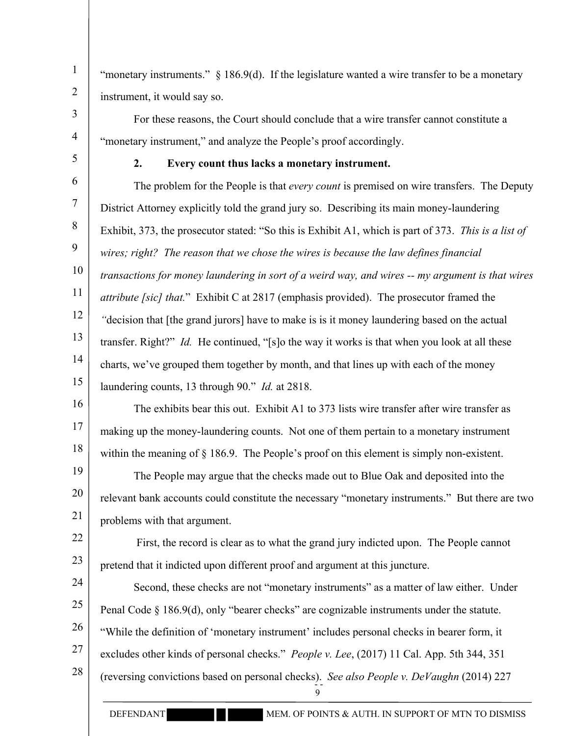"monetary instruments." § 186.9(d). If the legislature wanted a wire transfer to be a monetary instrument, it would say so.

For these reasons, the Court should conclude that a wire transfer cannot constitute a "monetary instrument," and analyze the People's proof accordingly.

**2. Every count thus lacks a monetary instrument.**

The problem for the People is that *every count* is premised on wire transfers. The Deputy District Attorney explicitly told the grand jury so. Describing its main money-laundering Exhibit, 373, the prosecutor stated: "So this is Exhibit A1, which is part of 373. *This is a list of wires; right? The reason that we chose the wires is because the law defines financial transactions for money laundering in sort of a weird way, and wires -- my argument is that wires attribute [sic] that.*" Exhibit C at 2817 (emphasis provided). The prosecutor framed the *"*decision that [the grand jurors] have to make is is it money laundering based on the actual transfer. Right?" *Id.* He continued, "[s]o the way it works is that when you look at all these charts, we've grouped them together by month, and that lines up with each of the money laundering counts, 13 through 90." *Id.* at 2818.

The exhibits bear this out. Exhibit A1 to 373 lists wire transfer after wire transfer as making up the money-laundering counts. Not one of them pertain to a monetary instrument within the meaning of § 186.9. The People's proof on this element is simply non-existent.

The People may argue that the checks made out to Blue Oak and deposited into the relevant bank accounts could constitute the necessary "monetary instruments." But there are two problems with that argument.

First, the record is clear as to what the grand jury indicted upon. The People cannot pretend that it indicted upon different proof and argument at this juncture.

Second, these checks are not "monetary instruments" as a matter of law either. Under Penal Code § 186.9(d), only "bearer checks" are cognizable instruments under the statute. "While the definition of 'monetary instrument' includes personal checks in bearer form, it excludes other kinds of personal checks." *People v. Lee*, (2017) 11 Cal. App. 5th 344, 351 (reversing convictions based on personal checks). *See also People v. DeVaughn* (2014) 227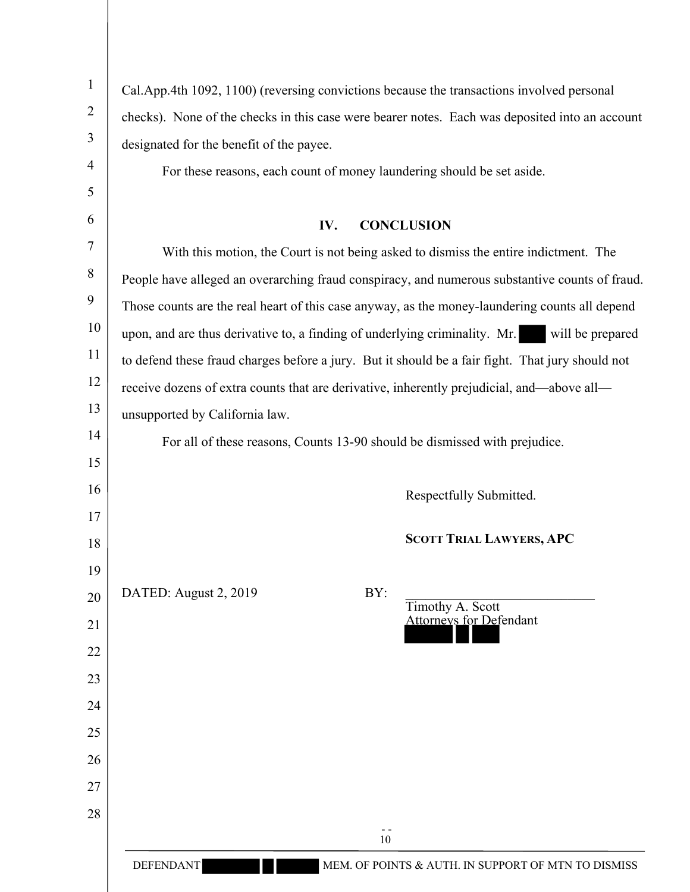Cal.App.4th 1092, 1100) (reversing convictions because the transactions involved personal checks). None of the checks in this case were bearer notes. Each was deposited into an account designated for the benefit of the payee.

For these reasons, each count of money laundering should be set aside.

## IV. CONCLUSION

With this motion, the Court is not being asked to dismiss the entire indictment. The People have alleged an overarching fraud conspiracy, and numerous substantive counts of fraud. Those counts are the real heart of this case anyway, as the money-laundering counts all depend upon, and are thus derivative to, a finding of underlying criminality. Mr. [REDACTED] will be prepared to defend these fraud charges before a jury. But it should be a fair fight. That jury should not receive dozens of extra counts that are derivative, inherently prejudicial, and—above all—unsupported by California law.

For all of these reasons, Counts 13-90 should be dismissed with prejudice.

Respectfully Submitted.

**SCOTT TRIAL LAWYERS, APC**

DATED: August 2, 2019

BY: ____________________________

Timothy A. Scott
Attorneys for Defendant
[REDACTED]